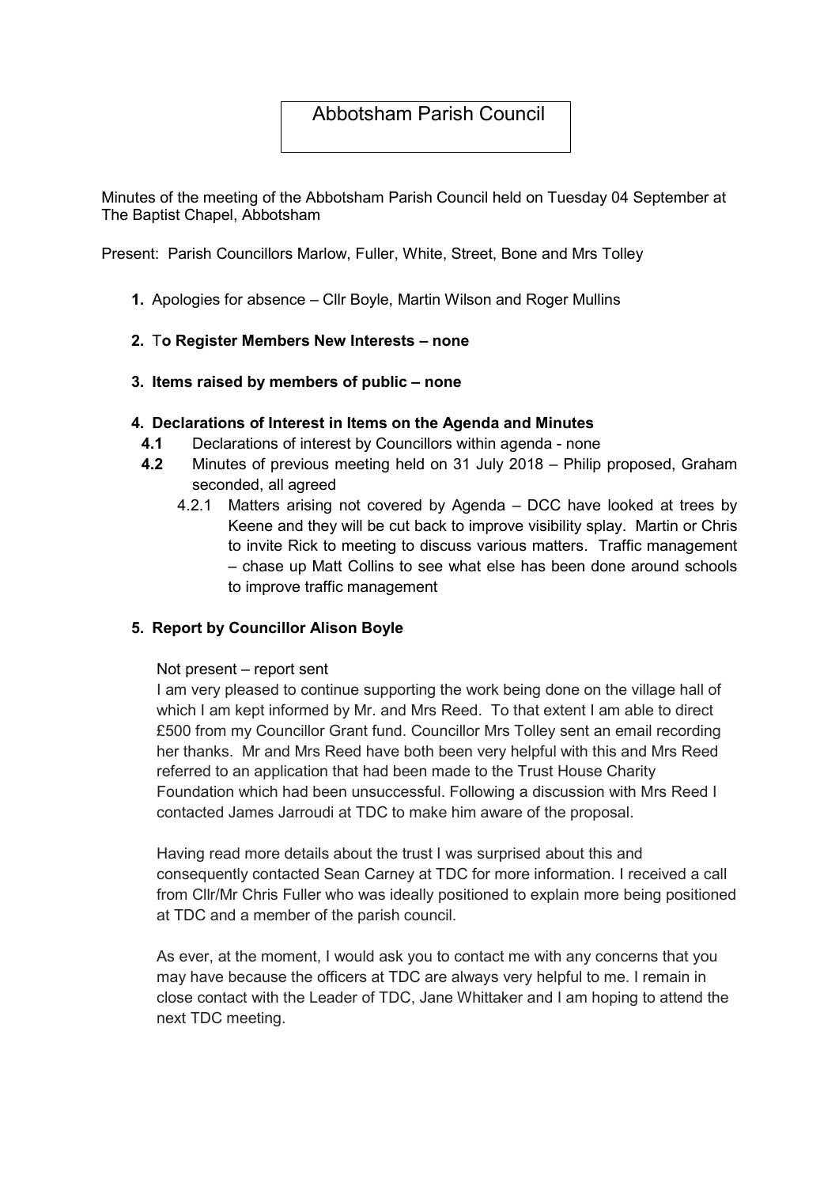# Abbotsham Parish Council

Minutes of the meeting of the Abbotsham Parish Council held on Tuesday 04 September at The Baptist Chapel, Abbotsham

Present: Parish Councillors Marlow, Fuller, White, Street, Bone and Mrs Tolley

1. Apologies for absence – Cllr Boyle, Martin Wilson and Roger Mullins

2. T**o Register Members New Interests – none**

3. **Items raised by members of public – none**

4. **Declarations of Interest in Items on the Agenda and Minutes**
   - **4.1** Declarations of interest by Councillors within agenda - none
   - **4.2** Minutes of previous meeting held on 31 July 2018 – Philip proposed, Graham seconded, all agreed
     - 4.2.1 Matters arising not covered by Agenda – DCC have looked at trees by Keene and they will be cut back to improve visibility splay. Martin or Chris to invite Rick to meeting to discuss various matters. Traffic management – chase up Matt Collins to see what else has been done around schools to improve traffic management

5. **Report by Councillor Alison Boyle**

Not present – report sent

I am very pleased to continue supporting the work being done on the village hall of which I am kept informed by Mr. and Mrs Reed. To that extent I am able to direct £500 from my Councillor Grant fund. Councillor Mrs Tolley sent an email recording her thanks. Mr and Mrs Reed have both been very helpful with this and Mrs Reed referred to an application that had been made to the Trust House Charity Foundation which had been unsuccessful. Following a discussion with Mrs Reed I contacted James Jarroudi at TDC to make him aware of the proposal.

Having read more details about the trust I was surprised about this and consequently contacted Sean Carney at TDC for more information. I received a call from Cllr/Mr Chris Fuller who was ideally positioned to explain more being positioned at TDC and a member of the parish council.

As ever, at the moment, I would ask you to contact me with any concerns that you may have because the officers at TDC are always very helpful to me. I remain in close contact with the Leader of TDC, Jane Whittaker and I am hoping to attend the next TDC meeting.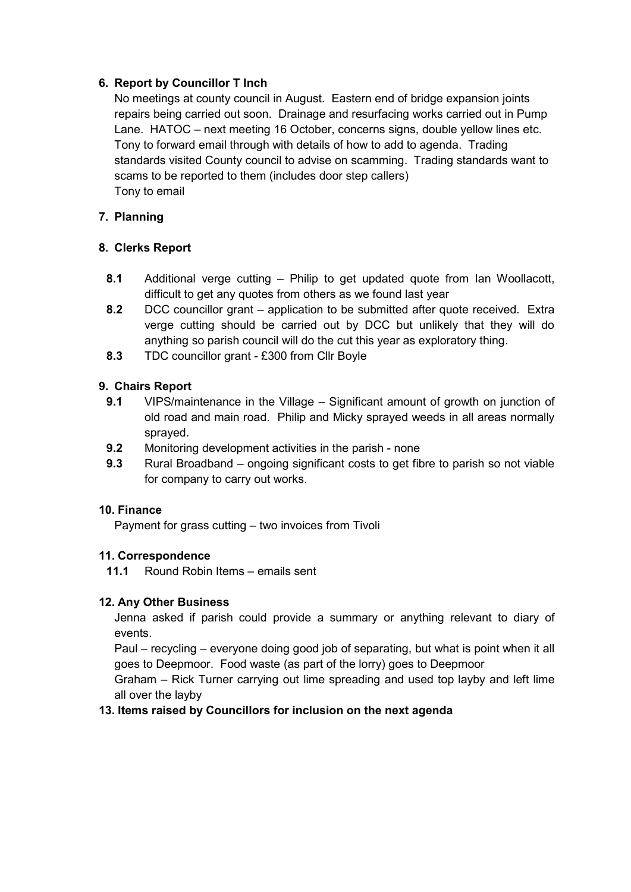6. **Report by Councillor T Inch**

   No meetings at county council in August. Eastern end of bridge expansion joints repairs being carried out soon. Drainage and resurfacing works carried out in Pump Lane. HATOC – next meeting 16 October, concerns signs, double yellow lines etc. Tony to forward email through with details of how to add to agenda. Trading standards visited County council to advise on scamming. Trading standards want to scams to be reported to them (includes door step callers)

   Tony to email

7. **Planning**

8. **Clerks Report**

   **8.1** Additional verge cutting – Philip to get updated quote from Ian Woollacott, difficult to get any quotes from others as we found last year

   **8.2** DCC councillor grant – application to be submitted after quote received. Extra verge cutting should be carried out by DCC but unlikely that they will do anything so parish council will do the cut this year as exploratory thing.

   **8.3** TDC councillor grant - £300 from Cllr Boyle

9. **Chairs Report**

   **9.1** VIPS/maintenance in the Village – Significant amount of growth on junction of old road and main road. Philip and Micky sprayed weeds in all areas normally sprayed.

   **9.2** Monitoring development activities in the parish - none

   **9.3** Rural Broadband – ongoing significant costs to get fibre to parish so not viable for company to carry out works.

10. **Finance**

    Payment for grass cutting – two invoices from Tivoli

11. **Correspondence**

    **11.1** Round Robin Items – emails sent

12. **Any Other Business**

    Jenna asked if parish could provide a summary or anything relevant to diary of events.

    Paul – recycling – everyone doing good job of separating, but what is point when it all goes to Deepmoor. Food waste (as part of the lorry) goes to Deepmoor

    Graham – Rick Turner carrying out lime spreading and used top layby and left lime all over the layby

13. **Items raised by Councillors for inclusion on the next agenda**